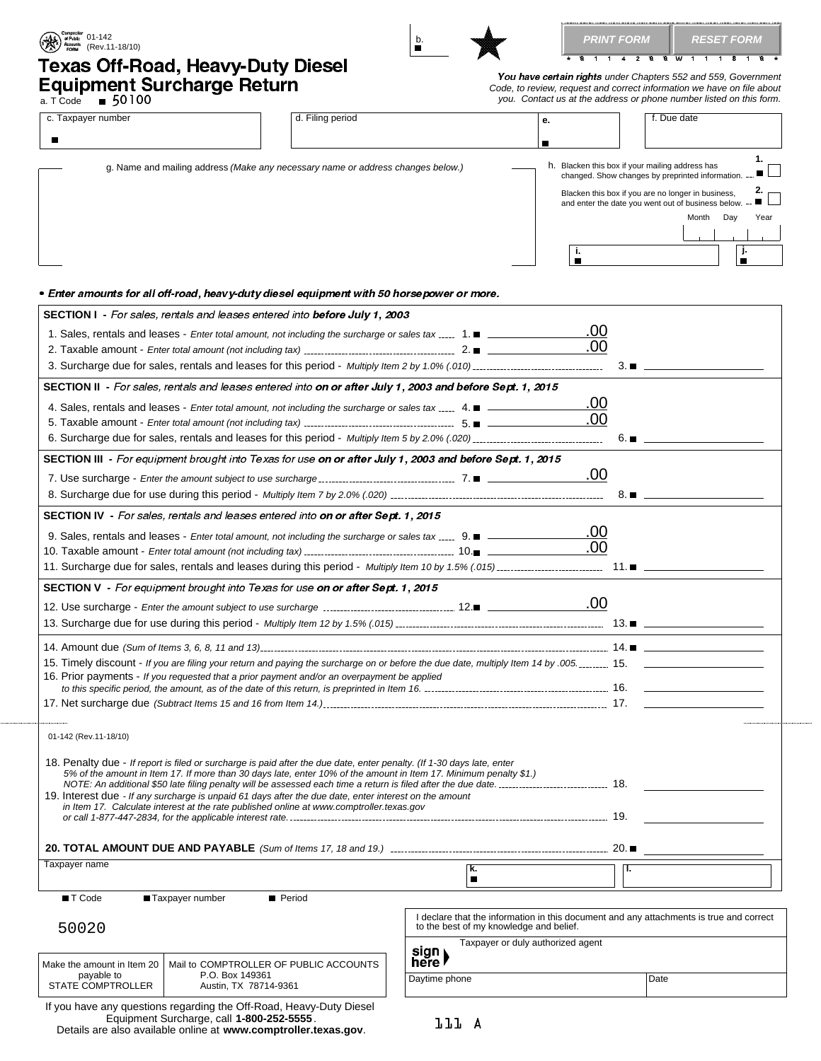01-142 (Rev.11-18/10)

# Texas Off-Road, Heavy-Duty Diesel Equipment Surcharge Return

a. T Code ■ 50100

b. ■

PRINT FORM | RESET FORM

*01142000W11180*

***You have certain rights*** *under Chapters 552 and 559, Government Code, to review, request and correct information we have on file about you. Contact us at the address or phone number listed on this form.*

| c. Taxpayer number | d. Filing period | e. | f. Due date |
|---|---|---|---|
| ■ | | ■ | |

g. Name and mailing address *(Make any necessary name or address changes below.)*

h. Blacken this box if your mailing address has changed. Show changes by preprinted information. 1. ■ ☐

Blacken this box if you are no longer in business, and enter the date you went out of business below. 2. ■ ☐

Month Day Year

i. ■ j. ■

- ***Enter amounts for all off-road, heavy-duty diesel equipment with 50 horsepower or more.***

**SECTION I** - *For sales, rentals and leases entered into* ***before July 1, 2003***

1. Sales, rentals and leases - *Enter total amount, not including the surcharge or sales tax* 1. ■ .00
2. Taxable amount - *Enter total amount (not including tax)* 2. ■ .00
3. Surcharge due for sales, rentals and leases for this period - *Multiply Item 2 by 1.0% (.010)* 3. ■

**SECTION II** - *For sales, rentals and leases entered into* ***on or after July 1, 2003 and before Sept. 1, 2015***

4. Sales, rentals and leases - *Enter total amount, not including the surcharge or sales tax* 4. ■ .00
5. Taxable amount - *Enter total amount (not including tax)* 5. ■ .00
6. Surcharge due for sales, rentals and leases for this period - *Multiply Item 5 by 2.0% (.020)* 6. ■

**SECTION III** - *For equipment brought into Texas for use* ***on or after July 1, 2003 and before Sept. 1, 2015***

7. Use surcharge - *Enter the amount subject to use surcharge* 7. ■ .00
8. Surcharge due for use during this period - *Multiply Item 7 by 2.0% (.020)* 8. ■

**SECTION IV** - *For sales, rentals and leases entered into* ***on or after Sept. 1, 2015***

9. Sales, rentals and leases - *Enter total amount, not including the surcharge or sales tax* 9. ■ .00
10. Taxable amount - *Enter total amount (not including tax)* 10. ■ .00
11. Surcharge due for sales, rentals and leases during this period - *Multiply Item 10 by 1.5% (.015)* 11. ■

**SECTION V** - *For equipment brought into Texas for use* ***on or after Sept. 1, 2015***

12. Use surcharge - *Enter the amount subject to use surcharge* 12. ■ .00
13. Surcharge due for use during this period - *Multiply Item 12 by 1.5% (.015)* 13. ■

14. Amount due *(Sum of Items 3, 6, 8, 11 and 13)* 14. ■
15. Timely discount - *If you are filing your return and paying the surcharge on or before the due date, multiply Item 14 by .005.* 15.
16. Prior payments - *If you requested that a prior payment and/or an overpayment be applied to this specific period, the amount, as of the date of this return, is preprinted in Item 16.* 16.
17. Net surcharge due *(Subtract Items 15 and 16 from Item 14.)* 17.

01-142 (Rev.11-18/10)

18. Penalty due - *If report is filed or surcharge is paid after the due date, enter penalty. (If 1-30 days late, enter 5% of the amount in Item 17. If more than 30 days late, enter 10% of the amount in Item 17. Minimum penalty $1.) NOTE: An additional $50 late filing penalty will be assessed each time a return is filed after the due date.* 18.
19. Interest due - *If any surcharge is unpaid 61 days after the due date, enter interest on the amount in Item 17. Calculate interest at the rate published online at www.comptroller.texas.gov or call 1-877-447-2834, for the applicable interest rate.* 19.

**20. TOTAL AMOUNT DUE AND PAYABLE** *(Sum of Items 17, 18 and 19.)* 20. ■

Taxpayer name | k. ■ | l.

■ T Code ■ Taxpayer number ■ Period

50020

| Make the amount in Item 20 payable to STATE COMPTROLLER | Mail to COMPTROLLER OF PUBLIC ACCOUNTS P.O. Box 149361 Austin, TX 78714-9361 |
|---|---|

I declare that the information in this document and any attachments is true and correct to the best of my knowledge and belief.

sign here ▶ Taxpayer or duly authorized agent

Daytime phone | Date

If you have any questions regarding the Off-Road, Heavy-Duty Diesel Equipment Surcharge, call **1-800-252-5555**. Details are also available online at **www.comptroller.texas.gov**.

111 A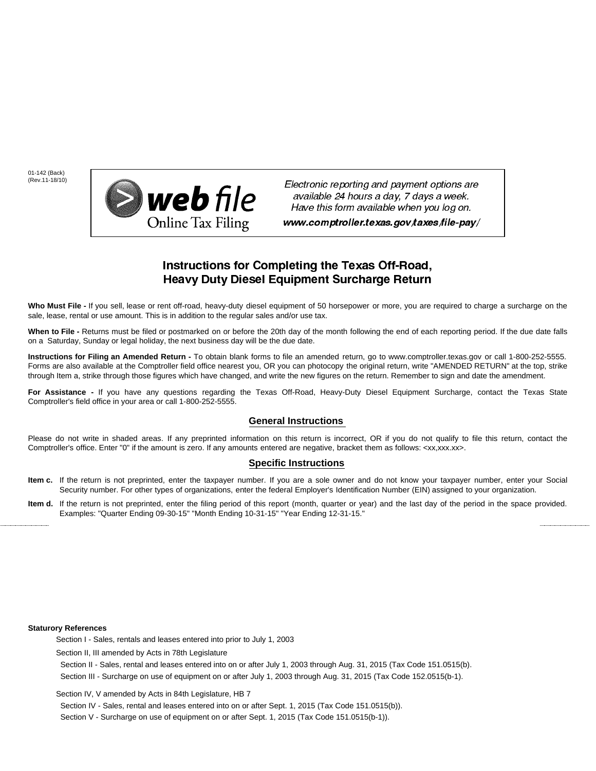01-142 (Back)
(Rev.11-18/10)

web file
Online Tax Filing

*Electronic reporting and payment options are available 24 hours a day, 7 days a week. Have this form available when you log on.*

***www.comptroller.texas.gov/taxes/file-pay/***

# Instructions for Completing the Texas Off-Road, Heavy Duty Diesel Equipment Surcharge Return

**Who Must File -** If you sell, lease or rent off-road, heavy-duty diesel equipment of 50 horsepower or more, you are required to charge a surcharge on the sale, lease, rental or use amount. This is in addition to the regular sales and/or use tax.

**When to File -** Returns must be filed or postmarked on or before the 20th day of the month following the end of each reporting period. If the due date falls on a Saturday, Sunday or legal holiday, the next business day will be the due date.

**Instructions for Filing an Amended Return -** To obtain blank forms to file an amended return, go to www.comptroller.texas.gov or call 1-800-252-5555. Forms are also available at the Comptroller field office nearest you, OR you can photocopy the original return, write "AMENDED RETURN" at the top, strike through Item a, strike through those figures which have changed, and write the new figures on the return. Remember to sign and date the amendment.

**For Assistance -** If you have any questions regarding the Texas Off-Road, Heavy-Duty Diesel Equipment Surcharge, contact the Texas State Comptroller's field office in your area or call 1-800-252-5555.

## General Instructions

Please do not write in shaded areas. If any preprinted information on this return is incorrect, OR if you do not qualify to file this return, contact the Comptroller's office. Enter "0" if the amount is zero. If any amounts entered are negative, bracket them as follows: <xx,xxx.xx>.

## Specific Instructions

**Item c.** If the return is not preprinted, enter the taxpayer number. If you are a sole owner and do not know your taxpayer number, enter your Social Security number. For other types of organizations, enter the federal Employer's Identification Number (EIN) assigned to your organization.

**Item d.** If the return is not preprinted, enter the filing period of this report (month, quarter or year) and the last day of the period in the space provided. Examples: "Quarter Ending 09-30-15" "Month Ending 10-31-15" "Year Ending 12-31-15."

**Staturory References**

Section I - Sales, rentals and leases entered into prior to July 1, 2003

Section II, III amended by Acts in 78th Legislature

- Section II - Sales, rental and leases entered into on or after July 1, 2003 through Aug. 31, 2015 (Tax Code 151.0515(b).
- Section III - Surcharge on use of equipment on or after July 1, 2003 through Aug. 31, 2015 (Tax Code 152.0515(b-1).

Section IV, V amended by Acts in 84th Legislature, HB 7

- Section IV - Sales, rental and leases entered into on or after Sept. 1, 2015 (Tax Code 151.0515(b)).
- Section V - Surcharge on use of equipment on or after Sept. 1, 2015 (Tax Code 151.0515(b-1)).